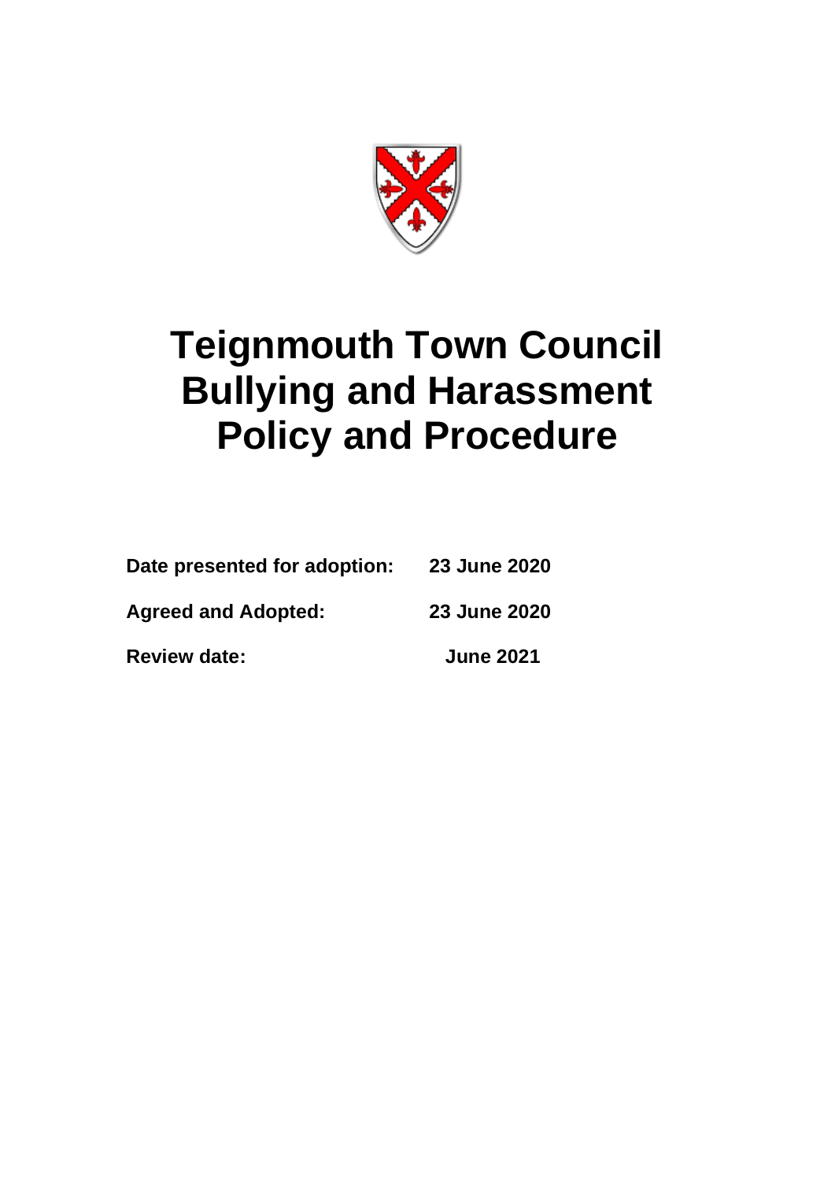# Teignmouth Town Council Bullying and Harassment Policy and Procedure

| | |
|---|---|
| **Date presented for adoption:** | **23 June 2020** |
| **Agreed and Adopted:** | **23 June 2020** |
| **Review date:** | **June 2021** |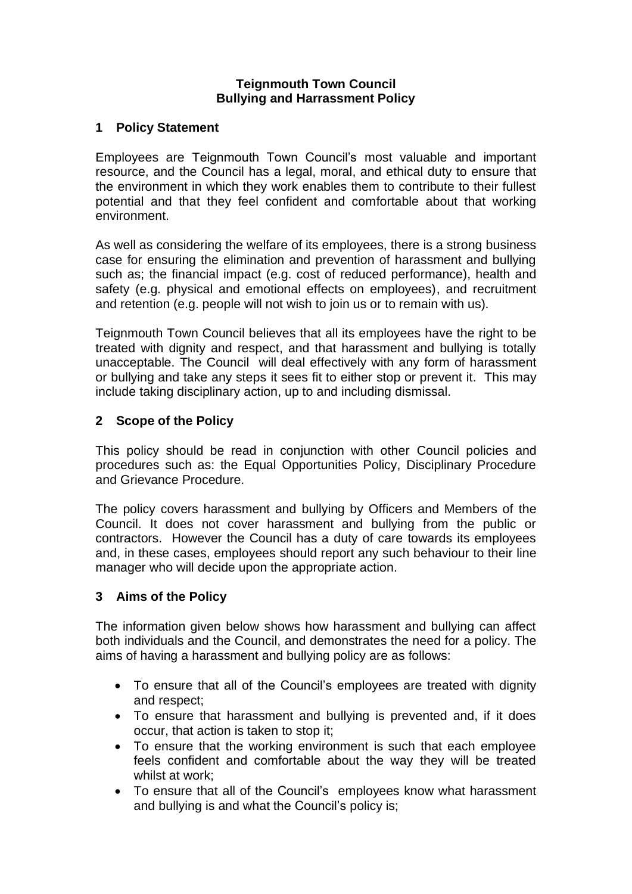**Teignmouth Town Council**
**Bullying and Harrassment Policy**

## 1 Policy Statement

Employees are Teignmouth Town Council's most valuable and important resource, and the Council has a legal, moral, and ethical duty to ensure that the environment in which they work enables them to contribute to their fullest potential and that they feel confident and comfortable about that working environment.

As well as considering the welfare of its employees, there is a strong business case for ensuring the elimination and prevention of harassment and bullying such as; the financial impact (e.g. cost of reduced performance), health and safety (e.g. physical and emotional effects on employees), and recruitment and retention (e.g. people will not wish to join us or to remain with us).

Teignmouth Town Council believes that all its employees have the right to be treated with dignity and respect, and that harassment and bullying is totally unacceptable. The Council will deal effectively with any form of harassment or bullying and take any steps it sees fit to either stop or prevent it. This may include taking disciplinary action, up to and including dismissal.

## 2 Scope of the Policy

This policy should be read in conjunction with other Council policies and procedures such as: the Equal Opportunities Policy, Disciplinary Procedure and Grievance Procedure.

The policy covers harassment and bullying by Officers and Members of the Council. It does not cover harassment and bullying from the public or contractors. However the Council has a duty of care towards its employees and, in these cases, employees should report any such behaviour to their line manager who will decide upon the appropriate action.

## 3 Aims of the Policy

The information given below shows how harassment and bullying can affect both individuals and the Council, and demonstrates the need for a policy. The aims of having a harassment and bullying policy are as follows:

- To ensure that all of the Council's employees are treated with dignity and respect;
- To ensure that harassment and bullying is prevented and, if it does occur, that action is taken to stop it;
- To ensure that the working environment is such that each employee feels confident and comfortable about the way they will be treated whilst at work;
- To ensure that all of the Council's employees know what harassment and bullying is and what the Council's policy is;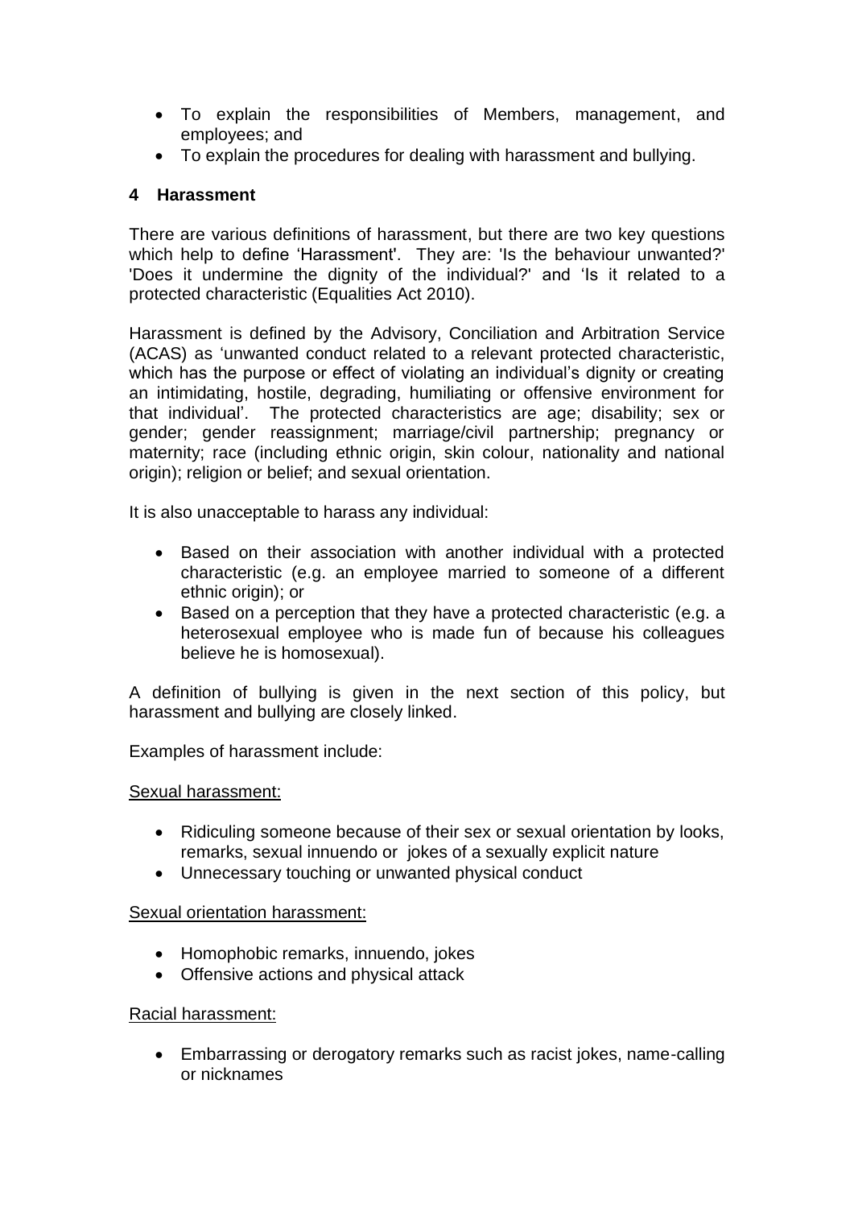- To explain the responsibilities of Members, management, and employees; and
- To explain the procedures for dealing with harassment and bullying.

## 4 Harassment

There are various definitions of harassment, but there are two key questions which help to define 'Harassment'. They are: 'Is the behaviour unwanted?' 'Does it undermine the dignity of the individual?' and 'Is it related to a protected characteristic (Equalities Act 2010).

Harassment is defined by the Advisory, Conciliation and Arbitration Service (ACAS) as 'unwanted conduct related to a relevant protected characteristic, which has the purpose or effect of violating an individual's dignity or creating an intimidating, hostile, degrading, humiliating or offensive environment for that individual'. The protected characteristics are age; disability; sex or gender; gender reassignment; marriage/civil partnership; pregnancy or maternity; race (including ethnic origin, skin colour, nationality and national origin); religion or belief; and sexual orientation.

It is also unacceptable to harass any individual:

- Based on their association with another individual with a protected characteristic (e.g. an employee married to someone of a different ethnic origin); or
- Based on a perception that they have a protected characteristic (e.g. a heterosexual employee who is made fun of because his colleagues believe he is homosexual).

A definition of bullying is given in the next section of this policy, but harassment and bullying are closely linked.

Examples of harassment include:

<u>Sexual harassment:</u>

- Ridiculing someone because of their sex or sexual orientation by looks, remarks, sexual innuendo or jokes of a sexually explicit nature
- Unnecessary touching or unwanted physical conduct

<u>Sexual orientation harassment:</u>

- Homophobic remarks, innuendo, jokes
- Offensive actions and physical attack

<u>Racial harassment:</u>

- Embarrassing or derogatory remarks such as racist jokes, name-calling or nicknames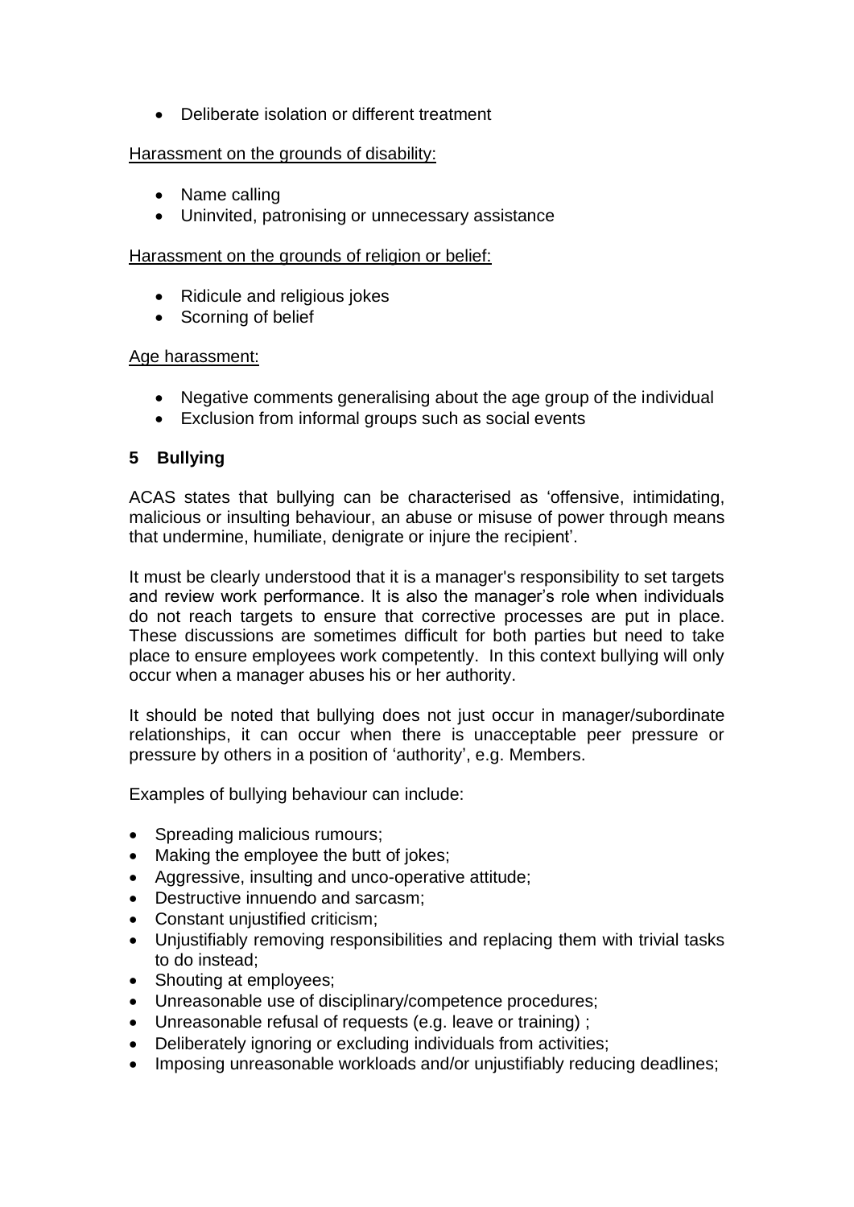- Deliberate isolation or different treatment

Harassment on the grounds of disability:

- Name calling
- Uninvited, patronising or unnecessary assistance

Harassment on the grounds of religion or belief:

- Ridicule and religious jokes
- Scorning of belief

Age harassment:

- Negative comments generalising about the age group of the individual
- Exclusion from informal groups such as social events

## 5 Bullying

ACAS states that bullying can be characterised as 'offensive, intimidating, malicious or insulting behaviour, an abuse or misuse of power through means that undermine, humiliate, denigrate or injure the recipient'.

It must be clearly understood that it is a manager's responsibility to set targets and review work performance. It is also the manager's role when individuals do not reach targets to ensure that corrective processes are put in place. These discussions are sometimes difficult for both parties but need to take place to ensure employees work competently. In this context bullying will only occur when a manager abuses his or her authority.

It should be noted that bullying does not just occur in manager/subordinate relationships, it can occur when there is unacceptable peer pressure or pressure by others in a position of 'authority', e.g. Members.

Examples of bullying behaviour can include:

- Spreading malicious rumours;
- Making the employee the butt of jokes;
- Aggressive, insulting and unco-operative attitude;
- Destructive innuendo and sarcasm;
- Constant unjustified criticism;
- Unjustifiably removing responsibilities and replacing them with trivial tasks to do instead;
- Shouting at employees;
- Unreasonable use of disciplinary/competence procedures;
- Unreasonable refusal of requests (e.g. leave or training) ;
- Deliberately ignoring or excluding individuals from activities;
- Imposing unreasonable workloads and/or unjustifiably reducing deadlines;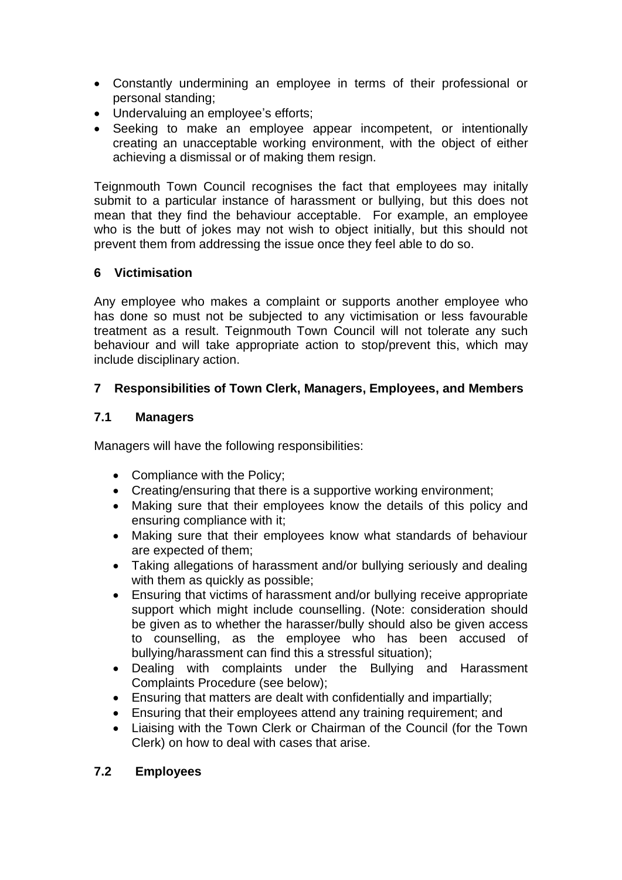- Constantly undermining an employee in terms of their professional or personal standing;
- Undervaluing an employee's efforts;
- Seeking to make an employee appear incompetent, or intentionally creating an unacceptable working environment, with the object of either achieving a dismissal or of making them resign.

Teignmouth Town Council recognises the fact that employees may initally submit to a particular instance of harassment or bullying, but this does not mean that they find the behaviour acceptable. For example, an employee who is the butt of jokes may not wish to object initially, but this should not prevent them from addressing the issue once they feel able to do so.

## 6 Victimisation

Any employee who makes a complaint or supports another employee who has done so must not be subjected to any victimisation or less favourable treatment as a result. Teignmouth Town Council will not tolerate any such behaviour and will take appropriate action to stop/prevent this, which may include disciplinary action.

## 7 Responsibilities of Town Clerk, Managers, Employees, and Members

### 7.1 Managers

Managers will have the following responsibilities:

- Compliance with the Policy;
- Creating/ensuring that there is a supportive working environment;
- Making sure that their employees know the details of this policy and ensuring compliance with it;
- Making sure that their employees know what standards of behaviour are expected of them;
- Taking allegations of harassment and/or bullying seriously and dealing with them as quickly as possible;
- Ensuring that victims of harassment and/or bullying receive appropriate support which might include counselling. (Note: consideration should be given as to whether the harasser/bully should also be given access to counselling, as the employee who has been accused of bullying/harassment can find this a stressful situation);
- Dealing with complaints under the Bullying and Harassment Complaints Procedure (see below);
- Ensuring that matters are dealt with confidentially and impartially;
- Ensuring that their employees attend any training requirement; and
- Liaising with the Town Clerk or Chairman of the Council (for the Town Clerk) on how to deal with cases that arise.

### 7.2 Employees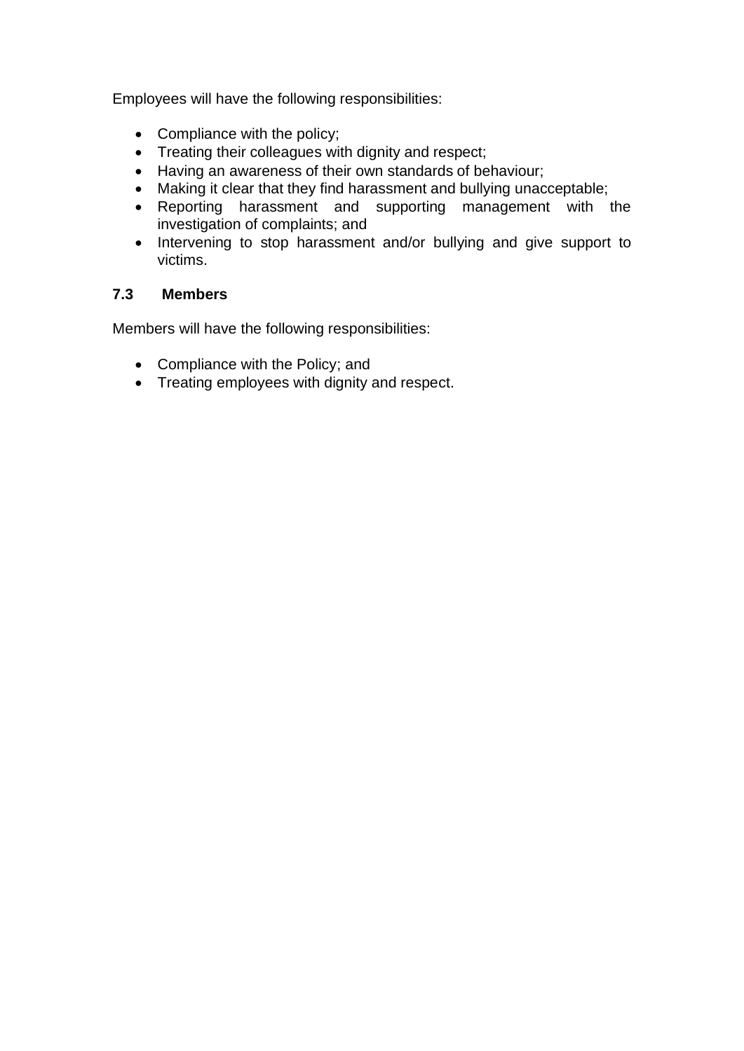Employees will have the following responsibilities:

- Compliance with the policy;
- Treating their colleagues with dignity and respect;
- Having an awareness of their own standards of behaviour;
- Making it clear that they find harassment and bullying unacceptable;
- Reporting harassment and supporting management with the investigation of complaints; and
- Intervening to stop harassment and/or bullying and give support to victims.

### 7.3 Members

Members will have the following responsibilities:

- Compliance with the Policy; and
- Treating employees with dignity and respect.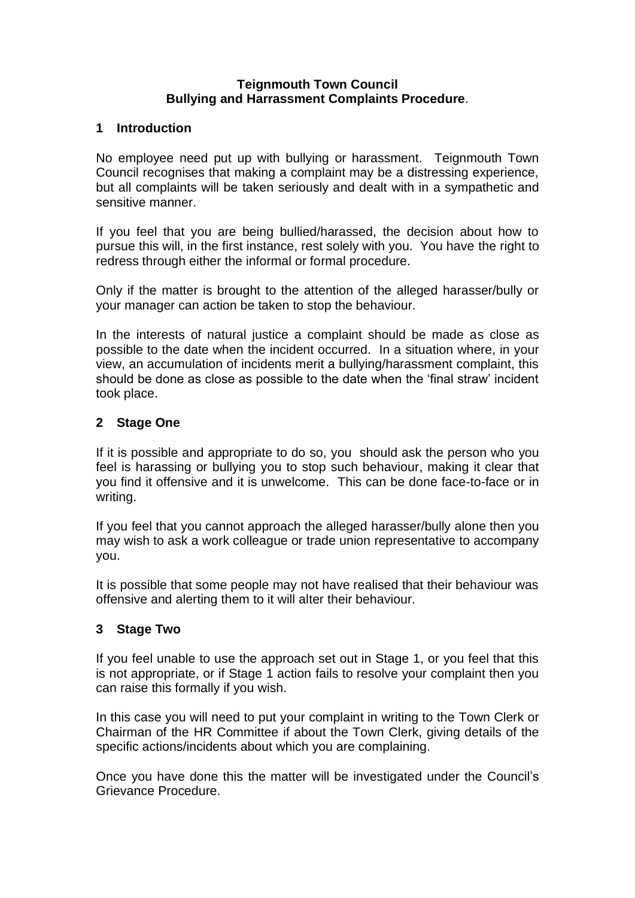**Teignmouth Town Council**
**Bullying and Harrassment Complaints Procedure**.

## 1 Introduction

No employee need put up with bullying or harassment. Teignmouth Town Council recognises that making a complaint may be a distressing experience, but all complaints will be taken seriously and dealt with in a sympathetic and sensitive manner.

If you feel that you are being bullied/harassed, the decision about how to pursue this will, in the first instance, rest solely with you. You have the right to redress through either the informal or formal procedure.

Only if the matter is brought to the attention of the alleged harasser/bully or your manager can action be taken to stop the behaviour.

In the interests of natural justice a complaint should be made as close as possible to the date when the incident occurred. In a situation where, in your view, an accumulation of incidents merit a bullying/harassment complaint, this should be done as close as possible to the date when the 'final straw' incident took place.

## 2 Stage One

If it is possible and appropriate to do so, you should ask the person who you feel is harassing or bullying you to stop such behaviour, making it clear that you find it offensive and it is unwelcome. This can be done face-to-face or in writing.

If you feel that you cannot approach the alleged harasser/bully alone then you may wish to ask a work colleague or trade union representative to accompany you.

It is possible that some people may not have realised that their behaviour was offensive and alerting them to it will alter their behaviour.

## 3 Stage Two

If you feel unable to use the approach set out in Stage 1, or you feel that this is not appropriate, or if Stage 1 action fails to resolve your complaint then you can raise this formally if you wish.

In this case you will need to put your complaint in writing to the Town Clerk or Chairman of the HR Committee if about the Town Clerk, giving details of the specific actions/incidents about which you are complaining.

Once you have done this the matter will be investigated under the Council's Grievance Procedure.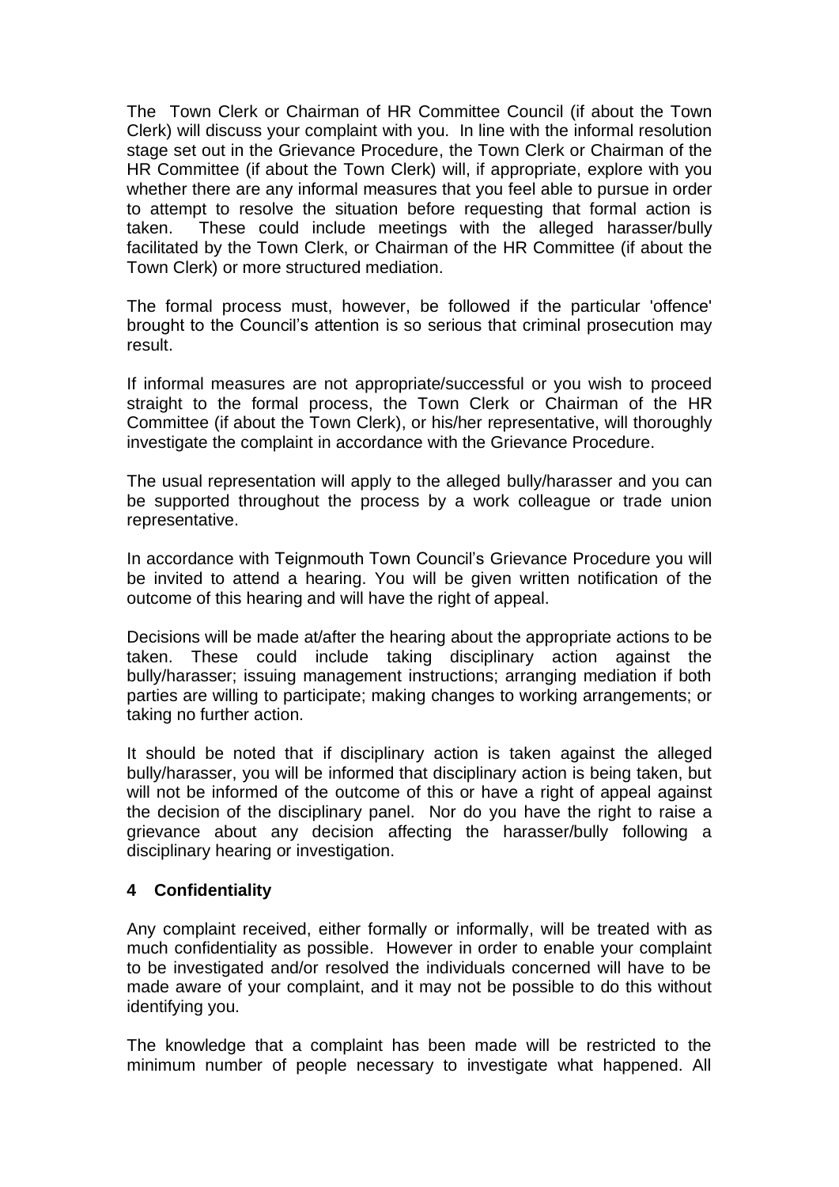The Town Clerk or Chairman of HR Committee Council (if about the Town Clerk) will discuss your complaint with you. In line with the informal resolution stage set out in the Grievance Procedure, the Town Clerk or Chairman of the HR Committee (if about the Town Clerk) will, if appropriate, explore with you whether there are any informal measures that you feel able to pursue in order to attempt to resolve the situation before requesting that formal action is taken. These could include meetings with the alleged harasser/bully facilitated by the Town Clerk, or Chairman of the HR Committee (if about the Town Clerk) or more structured mediation.

The formal process must, however, be followed if the particular 'offence' brought to the Council's attention is so serious that criminal prosecution may result.

If informal measures are not appropriate/successful or you wish to proceed straight to the formal process, the Town Clerk or Chairman of the HR Committee (if about the Town Clerk), or his/her representative, will thoroughly investigate the complaint in accordance with the Grievance Procedure.

The usual representation will apply to the alleged bully/harasser and you can be supported throughout the process by a work colleague or trade union representative.

In accordance with Teignmouth Town Council's Grievance Procedure you will be invited to attend a hearing. You will be given written notification of the outcome of this hearing and will have the right of appeal.

Decisions will be made at/after the hearing about the appropriate actions to be taken. These could include taking disciplinary action against the bully/harasser; issuing management instructions; arranging mediation if both parties are willing to participate; making changes to working arrangements; or taking no further action.

It should be noted that if disciplinary action is taken against the alleged bully/harasser, you will be informed that disciplinary action is being taken, but will not be informed of the outcome of this or have a right of appeal against the decision of the disciplinary panel. Nor do you have the right to raise a grievance about any decision affecting the harasser/bully following a disciplinary hearing or investigation.

## 4 Confidentiality

Any complaint received, either formally or informally, will be treated with as much confidentiality as possible. However in order to enable your complaint to be investigated and/or resolved the individuals concerned will have to be made aware of your complaint, and it may not be possible to do this without identifying you.

The knowledge that a complaint has been made will be restricted to the minimum number of people necessary to investigate what happened. All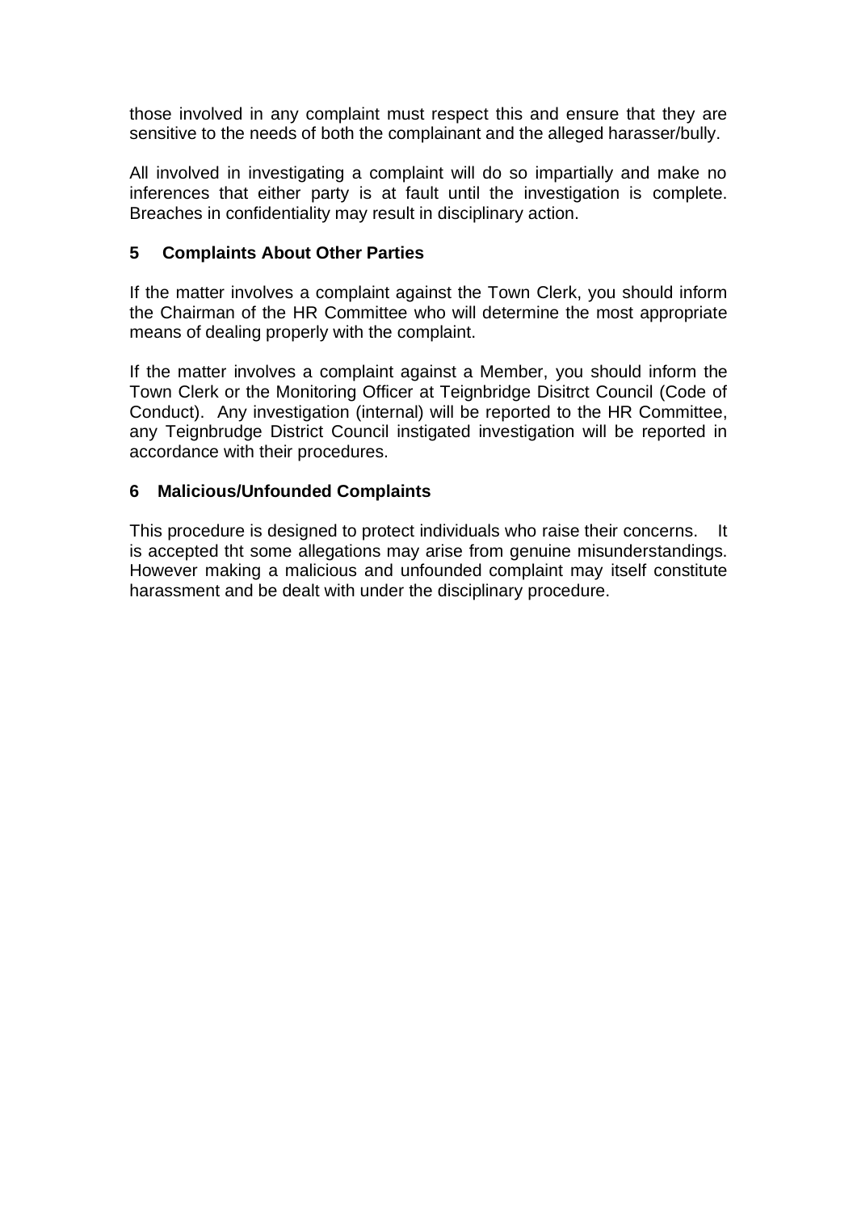those involved in any complaint must respect this and ensure that they are sensitive to the needs of both the complainant and the alleged harasser/bully.

All involved in investigating a complaint will do so impartially and make no inferences that either party is at fault until the investigation is complete. Breaches in confidentiality may result in disciplinary action.

## 5 Complaints About Other Parties

If the matter involves a complaint against the Town Clerk, you should inform the Chairman of the HR Committee who will determine the most appropriate means of dealing properly with the complaint.

If the matter involves a complaint against a Member, you should inform the Town Clerk or the Monitoring Officer at Teignbridge Disitrct Council (Code of Conduct). Any investigation (internal) will be reported to the HR Committee, any Teignbrudge District Council instigated investigation will be reported in accordance with their procedures.

## 6 Malicious/Unfounded Complaints

This procedure is designed to protect individuals who raise their concerns. It is accepted tht some allegations may arise from genuine misunderstandings. However making a malicious and unfounded complaint may itself constitute harassment and be dealt with under the disciplinary procedure.